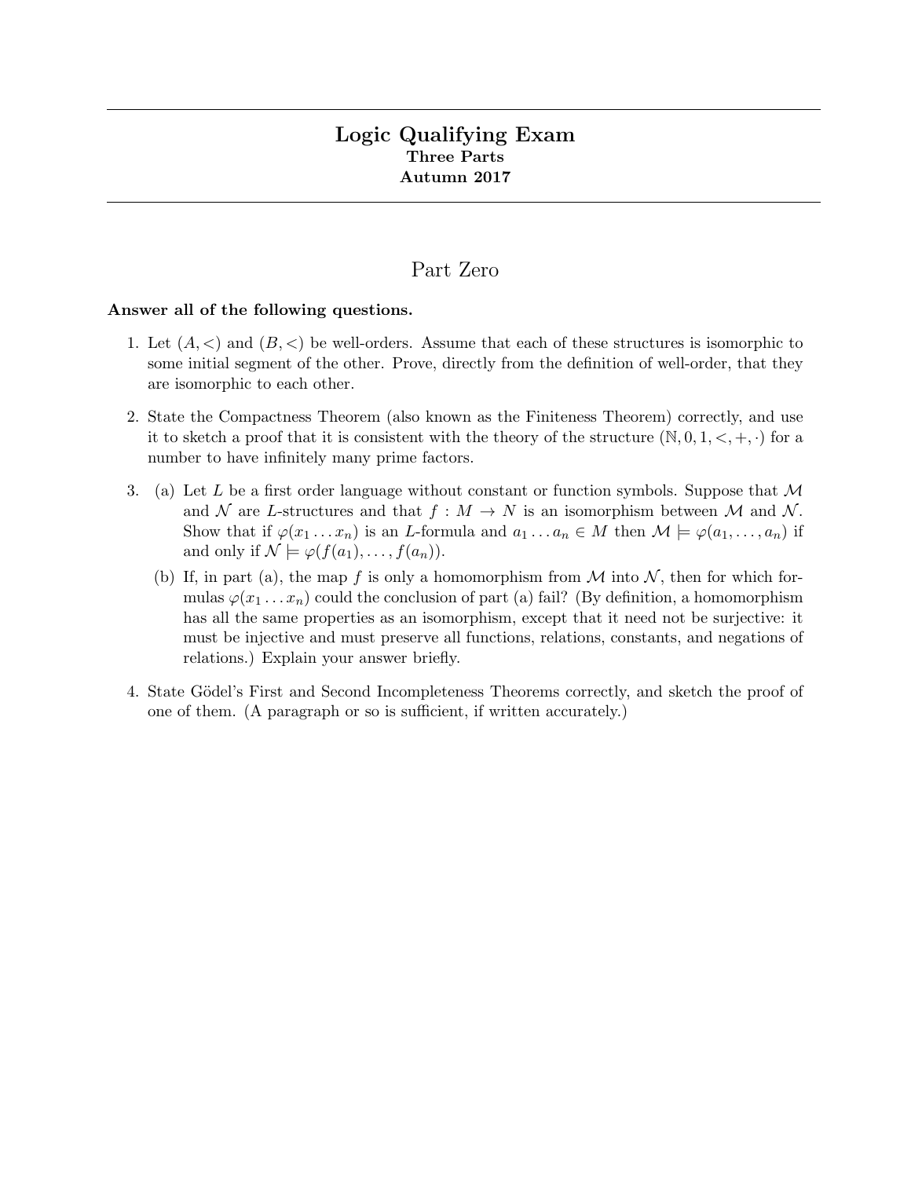# Logic Qualifying Exam

**Three Parts**

**Autumn 2017**

## Part Zero

**Answer all of the following questions.**

1. Let $(A, <)$ and $(B, <)$ be well-orders. Assume that each of these structures is isomorphic to some initial segment of the other. Prove, directly from the definition of well-order, that they are isomorphic to each other.

2. State the Compactness Theorem (also known as the Finiteness Theorem) correctly, and use it to sketch a proof that it is consistent with the theory of the structure $(\mathbb{N}, 0, 1, <, +, \cdot)$ for a number to have infinitely many prime factors.

3. (a) Let $L$ be a first order language without constant or function symbols. Suppose that $\mathcal{M}$ and $\mathcal{N}$ are $L$-structures and that $f : M \to N$ is an isomorphism between $\mathcal{M}$ and $\mathcal{N}$. Show that if $\varphi(x_1 \dots x_n)$ is an $L$-formula and $a_1 \dots a_n \in M$ then $\mathcal{M} \models \varphi(a_1, \dots, a_n)$ if and only if $\mathcal{N} \models \varphi(f(a_1), \dots, f(a_n))$.

   (b) If, in part (a), the map $f$ is only a homomorphism from $\mathcal{M}$ into $\mathcal{N}$, then for which formulas $\varphi(x_1 \dots x_n)$ could the conclusion of part (a) fail? (By definition, a homomorphism has all the same properties as an isomorphism, except that it need not be surjective: it must be injective and must preserve all functions, relations, constants, and negations of relations.) Explain your answer briefly.

4. State Gödel's First and Second Incompleteness Theorems correctly, and sketch the proof of one of them. (A paragraph or so is sufficient, if written accurately.)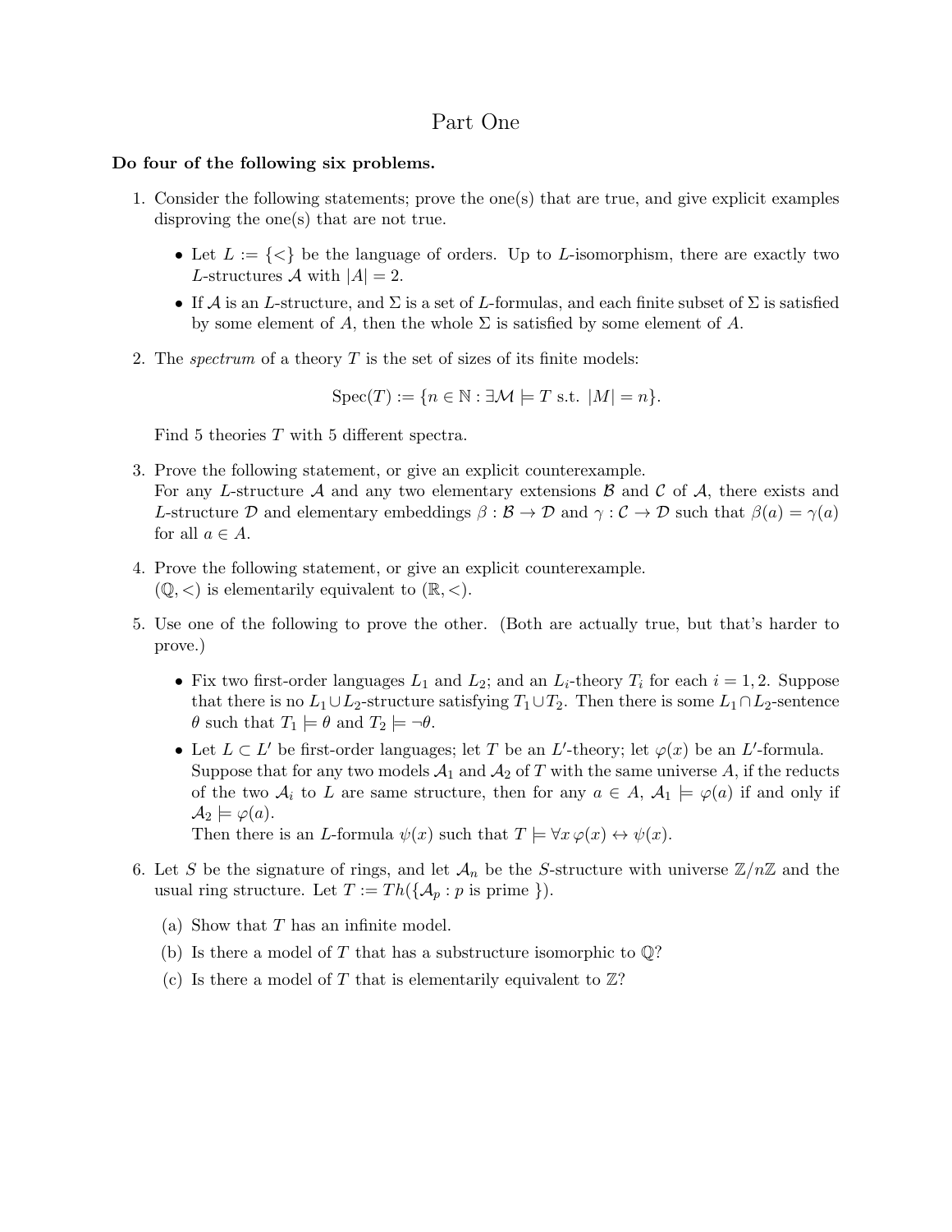# Part One

**Do four of the following six problems.**

1. Consider the following statements; prove the one(s) that are true, and give explicit examples disproving the one(s) that are not true.

   - Let $L := \{<\}$ be the language of orders. Up to $L$-isomorphism, there are exactly two $L$-structures $\mathcal{A}$ with $|A| = 2$.
   - If $\mathcal{A}$ is an $L$-structure, and $\Sigma$ is a set of $L$-formulas, and each finite subset of $\Sigma$ is satisfied by some element of $A$, then the whole $\Sigma$ is satisfied by some element of $A$.

2. The *spectrum* of a theory $T$ is the set of sizes of its finite models:

   $$\mathrm{Spec}(T) := \{n \in \mathbb{N} : \exists \mathcal{M} \models T \text{ s.t. } |M| = n\}.$$

   Find 5 theories $T$ with 5 different spectra.

3. Prove the following statement, or give an explicit counterexample.
   For any $L$-structure $\mathcal{A}$ and any two elementary extensions $\mathcal{B}$ and $\mathcal{C}$ of $\mathcal{A}$, there exists and $L$-structure $\mathcal{D}$ and elementary embeddings $\beta : \mathcal{B} \to \mathcal{D}$ and $\gamma : \mathcal{C} \to \mathcal{D}$ such that $\beta(a) = \gamma(a)$ for all $a \in A$.

4. Prove the following statement, or give an explicit counterexample.
   $(\mathbb{Q}, <)$ is elementarily equivalent to $(\mathbb{R}, <)$.

5. Use one of the following to prove the other. (Both are actually true, but that's harder to prove.)

   - Fix two first-order languages $L_1$ and $L_2$; and an $L_i$-theory $T_i$ for each $i = 1, 2$. Suppose that there is no $L_1 \cup L_2$-structure satisfying $T_1 \cup T_2$. Then there is some $L_1 \cap L_2$-sentence $\theta$ such that $T_1 \models \theta$ and $T_2 \models \neg\theta$.
   - Let $L \subset L'$ be first-order languages; let $T$ be an $L'$-theory; let $\varphi(x)$ be an $L'$-formula. Suppose that for any two models $\mathcal{A}_1$ and $\mathcal{A}_2$ of $T$ with the same universe $A$, if the reducts of the two $\mathcal{A}_i$ to $L$ are same structure, then for any $a \in A$, $\mathcal{A}_1 \models \varphi(a)$ if and only if $\mathcal{A}_2 \models \varphi(a)$.
     Then there is an $L$-formula $\psi(x)$ such that $T \models \forall x\, \varphi(x) \leftrightarrow \psi(x)$.

6. Let $S$ be the signature of rings, and let $\mathcal{A}_n$ be the $S$-structure with universe $\mathbb{Z}/n\mathbb{Z}$ and the usual ring structure. Let $T := Th(\{\mathcal{A}_p : p \text{ is prime }\})$.

   (a) Show that $T$ has an infinite model.

   (b) Is there a model of $T$ that has a substructure isomorphic to $\mathbb{Q}$?

   (c) Is there a model of $T$ that is elementarily equivalent to $\mathbb{Z}$?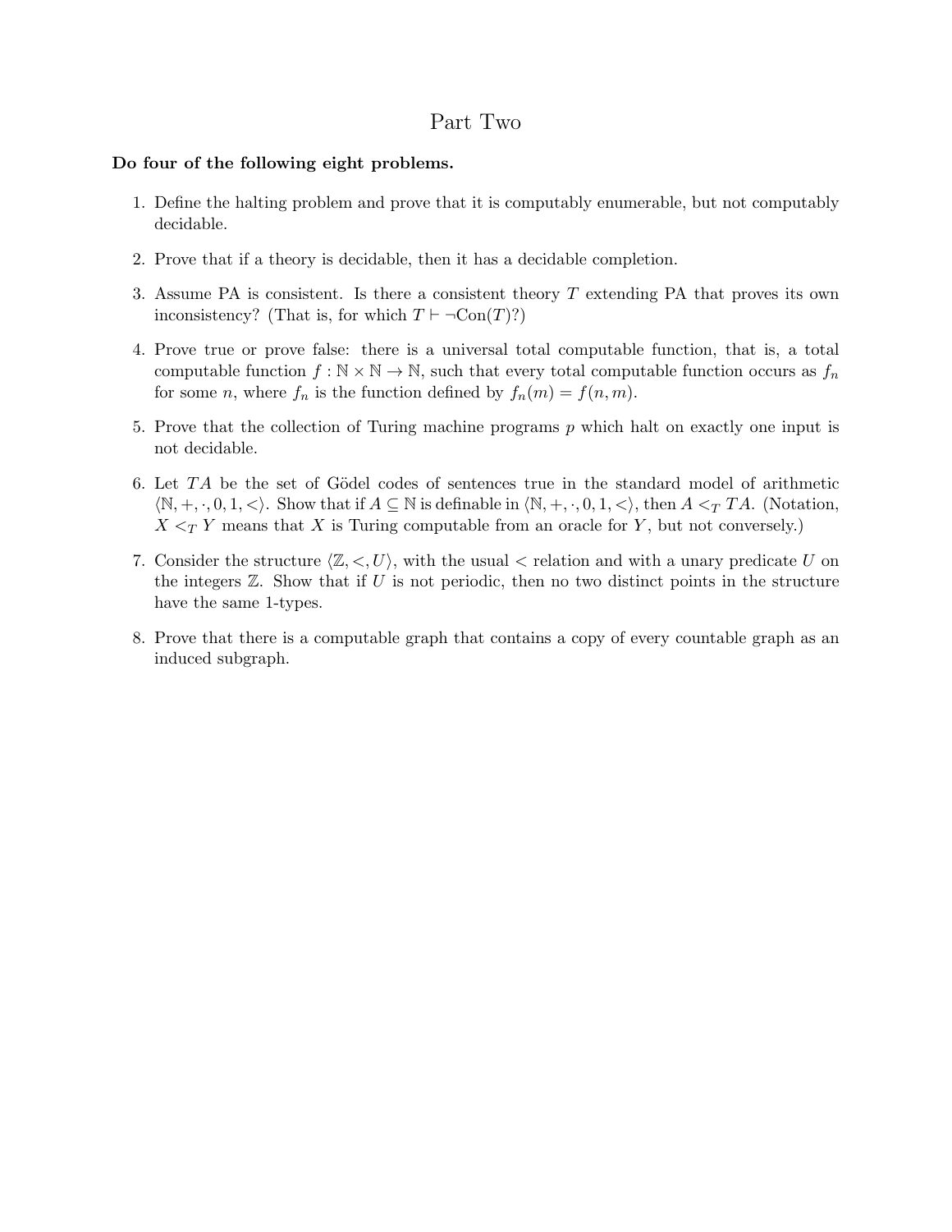# Part Two

**Do four of the following eight problems.**

1. Define the halting problem and prove that it is computably enumerable, but not computably decidable.

2. Prove that if a theory is decidable, then it has a decidable completion.

3. Assume PA is consistent. Is there a consistent theory $T$ extending PA that proves its own inconsistency? (That is, for which $T \vdash \neg\mathrm{Con}(T)$?)

4. Prove true or prove false: there is a universal total computable function, that is, a total computable function $f : \mathbb{N} \times \mathbb{N} \to \mathbb{N}$, such that every total computable function occurs as $f_n$ for some $n$, where $f_n$ is the function defined by $f_n(m) = f(n, m)$.

5. Prove that the collection of Turing machine programs $p$ which halt on exactly one input is not decidable.

6. Let $TA$ be the set of Gödel codes of sentences true in the standard model of arithmetic $\langle \mathbb{N}, +, \cdot, 0, 1, < \rangle$. Show that if $A \subseteq \mathbb{N}$ is definable in $\langle \mathbb{N}, +, \cdot, 0, 1, < \rangle$, then $A <_T TA$. (Notation, $X <_T Y$ means that $X$ is Turing computable from an oracle for $Y$, but not conversely.)

7. Consider the structure $\langle \mathbb{Z}, <, U \rangle$, with the usual $<$ relation and with a unary predicate $U$ on the integers $\mathbb{Z}$. Show that if $U$ is not periodic, then no two distinct points in the structure have the same 1-types.

8. Prove that there is a computable graph that contains a copy of every countable graph as an induced subgraph.